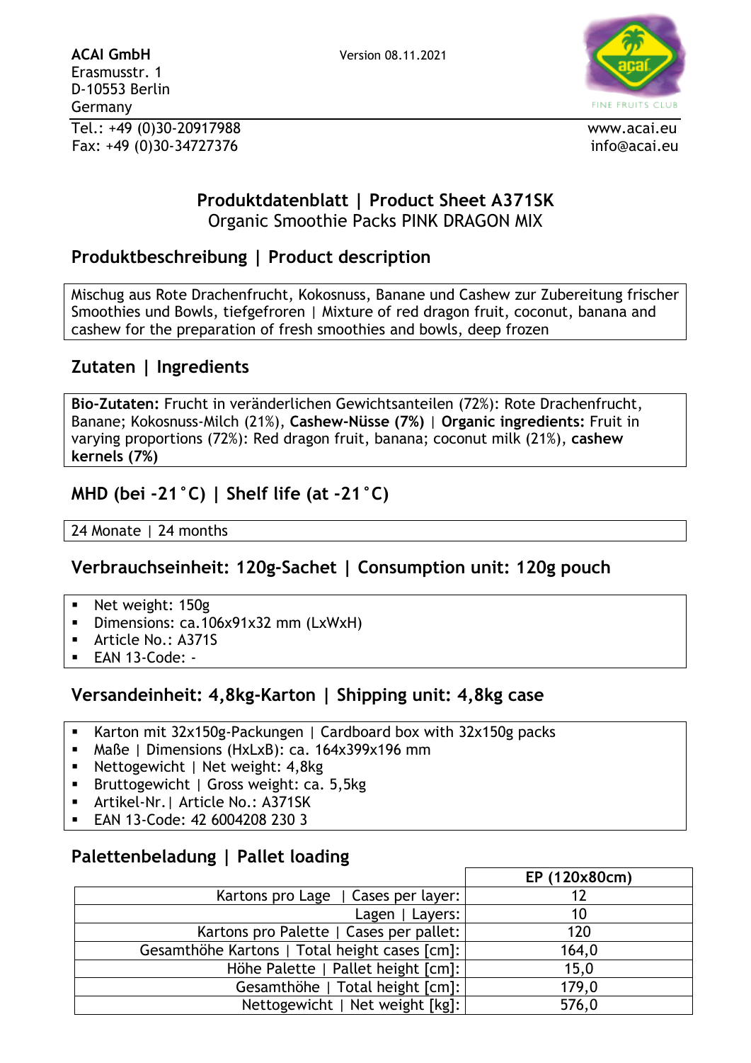**ACAI GmbH**
Erasmusstr. 1
D-10553 Berlin
Germany

Version 08.11.2021

FINE FRUITS CLUB

Tel.: +49 (0)30-20917988
Fax: +49 (0)30-34727376

www.acai.eu
info@acai.eu

# Produktdatenblatt | Product Sheet A371SK

Organic Smoothie Packs PINK DRAGON MIX

## Produktbeschreibung | Product description

Mischug aus Rote Drachenfrucht, Kokosnuss, Banane und Cashew zur Zubereitung frischer Smoothies und Bowls, tiefgefroren | Mixture of red dragon fruit, coconut, banana and cashew for the preparation of fresh smoothies and bowls, deep frozen

## Zutaten | Ingredients

**Bio-Zutaten:** Frucht in veränderlichen Gewichtsanteilen (72%): Rote Drachenfrucht, Banane; Kokosnuss-Milch (21%), **Cashew-Nüsse (7%)** | **Organic ingredients:** Fruit in varying proportions (72%): Red dragon fruit, banana; coconut milk (21%), **cashew kernels (7%)**

## MHD (bei -21°C) | Shelf life (at -21°C)

24 Monate | 24 months

## Verbrauchseinheit: 120g-Sachet | Consumption unit: 120g pouch

- Net weight: 150g
- Dimensions: ca.106x91x32 mm (LxWxH)
- Article No.: A371S
- EAN 13-Code: -

## Versandeinheit: 4,8kg-Karton | Shipping unit: 4,8kg case

- Karton mit 32x150g-Packungen | Cardboard box with 32x150g packs
- Maße | Dimensions (HxLxB): ca. 164x399x196 mm
- Nettogewicht | Net weight: 4,8kg
- Bruttogewicht | Gross weight: ca. 5,5kg
- Artikel-Nr.| Article No.: A371SK
- EAN 13-Code: 42 6004208 230 3

## Palettenbeladung | Pallet loading

| | EP (120x80cm) |
|---:|:---:|
| Kartons pro Lage \| Cases per layer: | 12 |
| Lagen \| Layers: | 10 |
| Kartons pro Palette \| Cases per pallet: | 120 |
| Gesamthöhe Kartons \| Total height cases [cm]: | 164,0 |
| Höhe Palette \| Pallet height [cm]: | 15,0 |
| Gesamthöhe \| Total height [cm]: | 179,0 |
| Nettogewicht \| Net weight [kg]: | 576,0 |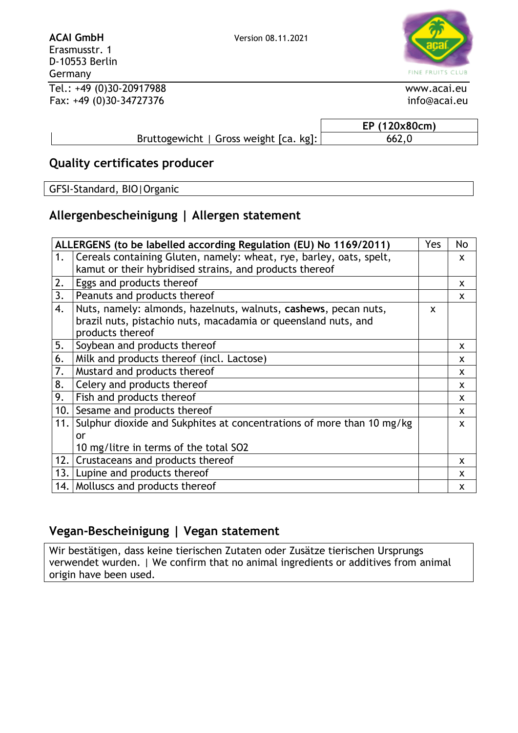ACAI GmbH
Erasmusstr. 1
D-10553 Berlin
Germany

Version 08.11.2021

FINE FRUITS CLUB

Tel.: +49 (0)30-20917988
Fax: +49 (0)30-34727376

www.acai.eu
info@acai.eu

| | EP (120x80cm) |
|---|---|
| Bruttogewicht \| Gross weight [ca. kg]: | 662,0 |

## Quality certificates producer

GFSI-Standard, BIO|Organic

## Allergenbescheinigung | Allergen statement

| | ALLERGENS (to be labelled according Regulation (EU) No 1169/2011) | Yes | No |
|---|---|---|---|
| 1. | Cereals containing Gluten, namely: wheat, rye, barley, oats, spelt, kamut or their hybridised strains, and products thereof | | x |
| 2. | Eggs and products thereof | | x |
| 3. | Peanuts and products thereof | | x |
| 4. | Nuts, namely: almonds, hazelnuts, walnuts, **cashews**, pecan nuts, brazil nuts, pistachio nuts, macadamia or queensland nuts, and products thereof | x | |
| 5. | Soybean and products thereof | | x |
| 6. | Milk and products thereof (incl. Lactose) | | x |
| 7. | Mustard and products thereof | | x |
| 8. | Celery and products thereof | | x |
| 9. | Fish and products thereof | | x |
| 10. | Sesame and products thereof | | x |
| 11. | Sulphur dioxide and Sukphites at concentrations of more than 10 mg/kg or 10 mg/litre in terms of the total SO2 | | x |
| 12. | Crustaceans and products thereof | | x |
| 13. | Lupine and products thereof | | x |
| 14. | Molluscs and products thereof | | x |

## Vegan-Bescheinigung | Vegan statement

Wir bestätigen, dass keine tierischen Zutaten oder Zusätze tierischen Ursprungs verwendet wurden. | We confirm that no animal ingredients or additives from animal origin have been used.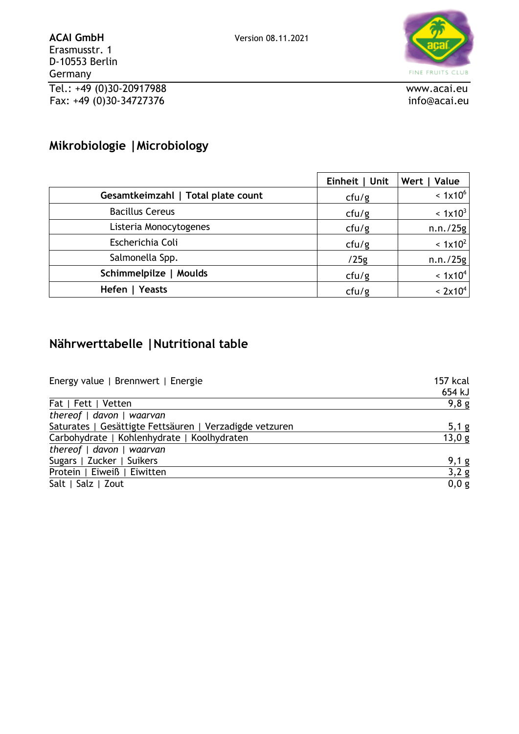ACAI GmbH
Erasmusstr. 1
D-10553 Berlin
Germany

Version 08.11.2021

FINE FRUITS CLUB

Tel.: +49 (0)30-20917988
Fax: +49 (0)30-34727376

www.acai.eu
info@acai.eu

## Mikrobiologie | Microbiology

| | Einheit \| Unit | Wert \| Value |
|---|---|---|
| **Gesamtkeimzahl \| Total plate count** | cfu/g | < $1x10^6$ |
| Bacillus Cereus | cfu/g | < $1x10^3$ |
| Listeria Monocytogenes | cfu/g | n.n./25g |
| Escherichia Coli | cfu/g | < $1x10^2$ |
| Salmonella Spp. | /25g | n.n./25g |
| **Schimmelpilze \| Moulds** | cfu/g | < $1x10^4$ |
| **Hefen \| Yeasts** | cfu/g | < $2x10^4$ |

## Nährwerttabelle | Nutritional table

| | |
|---|---|
| Energy value \| Brennwert \| Energie | 157 kcal<br>654 kJ |
| Fat \| Fett \| Vetten | 9,8 g |
| *thereof \| davon \| waarvan* | |
| Saturates \| Gesättigte Fettsäuren \| Verzadigde vetzuren | 5,1 g |
| Carbohydrate \| Kohlenhydrate \| Koolhydraten | 13,0 g |
| *thereof \| davon \| waarvan* | |
| Sugars \| Zucker \| Suikers | 9,1 g |
| Protein \| Eiweiß \| Eiwitten | 3,2 g |
| Salt \| Salz \| Zout | 0,0 g |